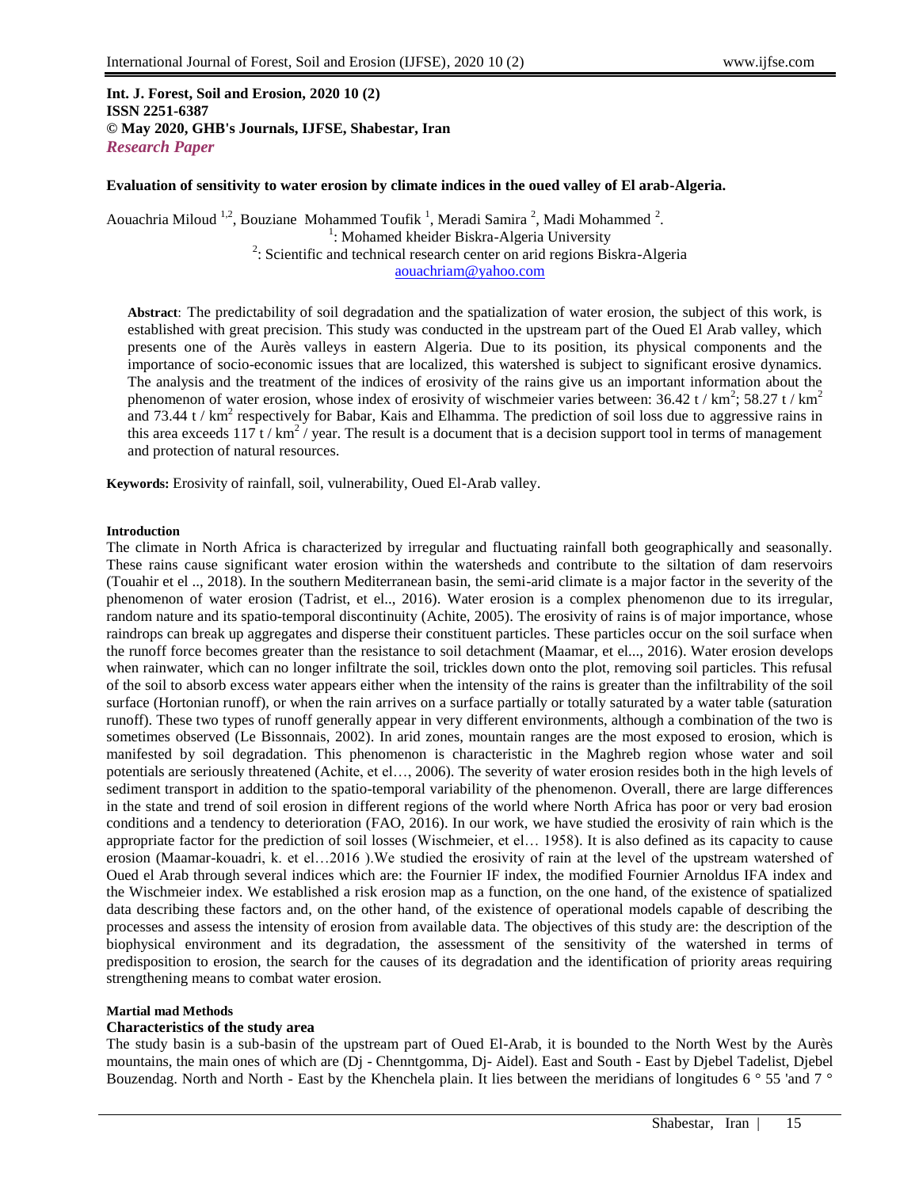**Int. J. Forest, Soil and Erosion, 2020 10 (2)**
**ISSN 2251-6387**
**© May 2020, GHB's Journals, IJFSE, Shabestar, Iran**
***Research Paper***

**Evaluation of sensitivity to water erosion by climate indices in the oued valley of El arab-Algeria.**

Aouachria Miloud [1,2], Bouziane Mohammed Toufik [1], Meradi Samira [2], Madi Mohammed [2].

[1]: Mohamed kheider Biskra-Algeria University

[2]: Scientific and technical research center on arid regions Biskra-Algeria

aouachriam@yahoo.com

**Abstract**: The predictability of soil degradation and the spatialization of water erosion, the subject of this work, is established with great precision. This study was conducted in the upstream part of the Oued El Arab valley, which presents one of the Aurès valleys in eastern Algeria. Due to its position, its physical components and the importance of socio-economic issues that are localized, this watershed is subject to significant erosive dynamics. The analysis and the treatment of the indices of erosivity of the rains give us an important information about the phenomenon of water erosion, whose index of erosivity of wischmeier varies between: 36.42 t / $km^2$; 58.27 t / $km^2$ and 73.44 t / $km^2$ respectively for Babar, Kais and Elhamma. The prediction of soil loss due to aggressive rains in this area exceeds 117 t / $km^2$ / year. The result is a document that is a decision support tool in terms of management and protection of natural resources.

**Keywords:** Erosivity of rainfall, soil, vulnerability, Oued El-Arab valley.

## Introduction

The climate in North Africa is characterized by irregular and fluctuating rainfall both geographically and seasonally. These rains cause significant water erosion within the watersheds and contribute to the siltation of dam reservoirs (Touahir et el .., 2018). In the southern Mediterranean basin, the semi-arid climate is a major factor in the severity of the phenomenon of water erosion (Tadrist, et el.., 2016). Water erosion is a complex phenomenon due to its irregular, random nature and its spatio-temporal discontinuity (Achite, 2005). The erosivity of rains is of major importance, whose raindrops can break up aggregates and disperse their constituent particles. These particles occur on the soil surface when the runoff force becomes greater than the resistance to soil detachment (Maamar, et el..., 2016). Water erosion develops when rainwater, which can no longer infiltrate the soil, trickles down onto the plot, removing soil particles. This refusal of the soil to absorb excess water appears either when the intensity of the rains is greater than the infiltrability of the soil surface (Hortonian runoff), or when the rain arrives on a surface partially or totally saturated by a water table (saturation runoff). These two types of runoff generally appear in very different environments, although a combination of the two is sometimes observed (Le Bissonnais, 2002). In arid zones, mountain ranges are the most exposed to erosion, which is manifested by soil degradation. This phenomenon is characteristic in the Maghreb region whose water and soil potentials are seriously threatened (Achite, et el…, 2006). The severity of water erosion resides both in the high levels of sediment transport in addition to the spatio-temporal variability of the phenomenon. Overall, there are large differences in the state and trend of soil erosion in different regions of the world where North Africa has poor or very bad erosion conditions and a tendency to deterioration (FAO, 2016). In our work, we have studied the erosivity of rain which is the appropriate factor for the prediction of soil losses (Wischmeier, et el… 1958). It is also defined as its capacity to cause erosion (Maamar-kouadri, k. et el…2016 ).We studied the erosivity of rain at the level of the upstream watershed of Oued el Arab through several indices which are: the Fournier IF index, the modified Fournier Arnoldus IFA index and the Wischmeier index. We established a risk erosion map as a function, on the one hand, of the existence of spatialized data describing these factors and, on the other hand, of the existence of operational models capable of describing the processes and assess the intensity of erosion from available data. The objectives of this study are: the description of the biophysical environment and its degradation, the assessment of the sensitivity of the watershed in terms of predisposition to erosion, the search for the causes of its degradation and the identification of priority areas requiring strengthening means to combat water erosion.

## Martial mad Methods

### Characteristics of the study area

The study basin is a sub-basin of the upstream part of Oued El-Arab, it is bounded to the North West by the Aurès mountains, the main ones of which are (Dj - Chenntgomma, Dj- Aidel). East and South - East by Djebel Tadelist, Djebel Bouzendag. North and North - East by the Khenchela plain. It lies between the meridians of longitudes 6 ° 55 'and 7 °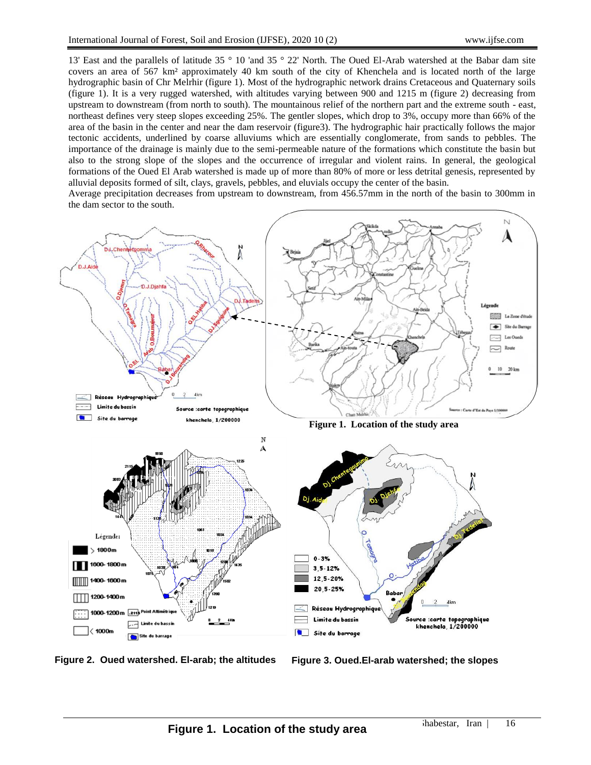13' East and the parallels of latitude 35 ° 10 'and 35 ° 22' North. The Oued El-Arab watershed at the Babar dam site covers an area of 567 km² approximately 40 km south of the city of Khenchela and is located north of the large hydrographic basin of Chr Melrhir (figure 1). Most of the hydrographic network drains Cretaceous and Quaternary soils (figure 1). It is a very rugged watershed, with altitudes varying between 900 and 1215 m (figure 2) decreasing from upstream to downstream (from north to south). The mountainous relief of the northern part and the extreme south - east, northeast defines very steep slopes exceeding 25%. The gentler slopes, which drop to 3%, occupy more than 66% of the area of the basin in the center and near the dam reservoir (figure3). The hydrographic hair practically follows the major tectonic accidents, underlined by coarse alluviums which are essentially conglomerate, from sands to pebbles. The importance of the drainage is mainly due to the semi-permeable nature of the formations which constitute the basin but also to the strong slope of the slopes and the occurrence of irregular and violent rains. In general, the geological formations of the Oued El Arab watershed is made up of more than 80% of more or less detrital genesis, represented by alluvial deposits formed of silt, clays, gravels, pebbles, and eluvials occupy the center of the basin.

Average precipitation decreases from upstream to downstream, from 456.57mm in the north of the basin to 300mm in the dam sector to the south.

**Figure 1. Location of the study area**

**Figure 2. Oued watershed. El-arab; the altitudes**

**Figure 3. Oued.El-arab watershed; the slopes**

**Figure 1. Location of the study area**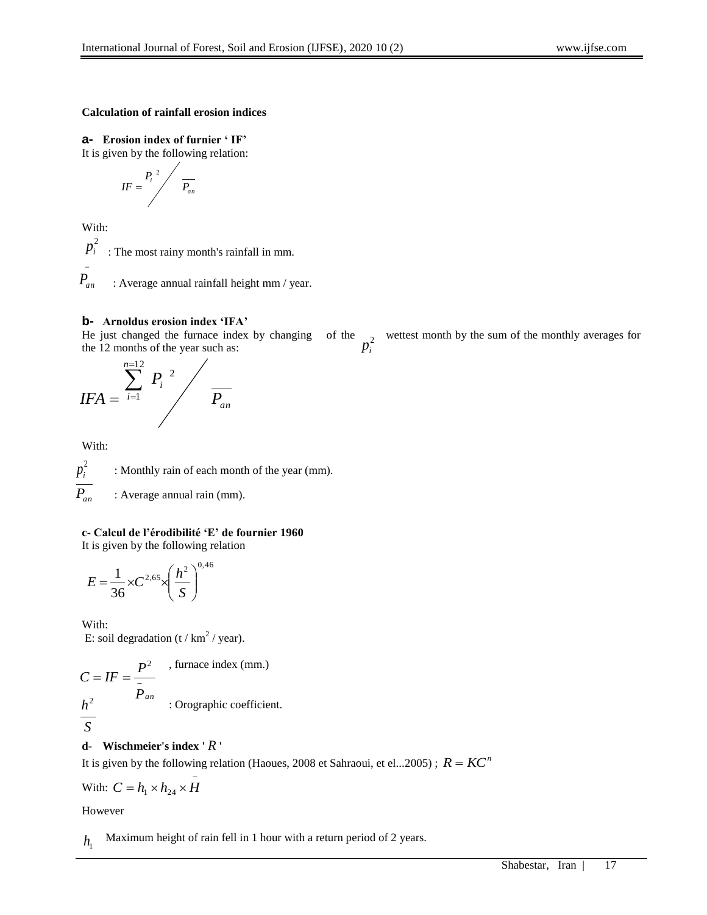**Calculation of rainfall erosion indices**

**a- Erosion index of furnier ' IF'**

It is given by the following relation:

$$IF = {P_i}^2 \Big/ \overline{P_{an}}$$

With:

$p_i^2$ : The most rainy month's rainfall in mm.

$\bar{P}_{an}$ : Average annual rainfall height mm / year.

**b- Arnoldus erosion index 'IFA'**

He just changed the furnace index by changing of the $p_i^2$ wettest month by the sum of the monthly averages for the 12 months of the year such as:

$$IFA = \sum_{i=1}^{n=12} {P_i}^2 \Big/ \overline{P_{an}}$$

With:

$p_i^2$ : Monthly rain of each month of the year (mm).

$\overline{P_{an}}$ : Average annual rain (mm).

**c- Calcul de l'érodibilité 'E' de fournier 1960**

It is given by the following relation

$$E = \frac{1}{36} \times C^{2,65} \times \left( \frac{h^2}{S} \right)^{0,46}$$

With:

E: soil degradation (t / km$^2$ / year).

$C = IF = \frac{P^2}{\bar{P}_{an}}$ , furnace index (mm.)

$\frac{h^2}{S}$ : Orographic coefficient.

**d- Wischmeier's index ' $R$ '**

It is given by the following relation (Haoues, 2008 et Sahraoui, et el...2005) ; $R = KC^n$

With: $C = h_1 \times h_{24} \times \bar{H}$

However

$h_1$ Maximum height of rain fell in 1 hour with a return period of 2 years.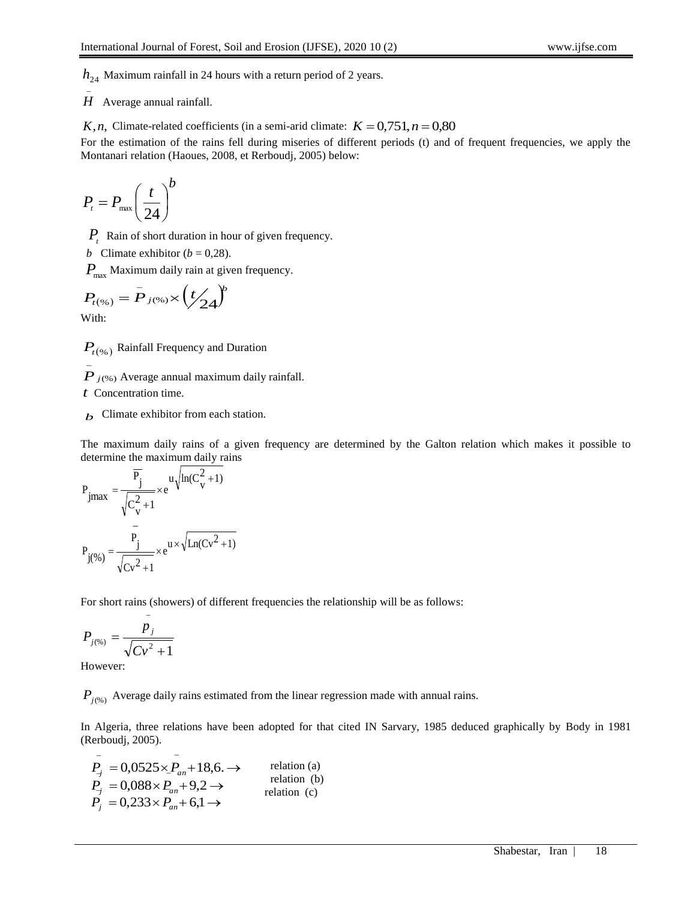$h_{24}$ Maximum rainfall in 24 hours with a return period of 2 years.

$\bar{H}$ Average annual rainfall.

$K, n,$ Climate-related coefficients (in a semi-arid climate: $K = 0{,}751, n = 0{,}80$

For the estimation of the rains fell during miseries of different periods (t) and of frequent frequencies, we apply the Montanari relation (Haoues, 2008, et Rerboudj, 2005) below:

$$P_t = P_{max}\left(\frac{t}{24}\right)^b$$

$P_t$ Rain of short duration in hour of given frequency.

$b$ Climate exhibitor ($b$ = 0,28).

$P_{max}$ Maximum daily rain at given frequency.

$$P_{t(\%)} = \bar{P}_{j(\%)} \times \left(t/24\right)^b$$

With:

$P_{t(\%)}$ Rainfall Frequency and Duration

$\bar{P}_{j(\%)}$ Average annual maximum daily rainfall.

$t$ Concentration time.

$b$ Climate exhibitor from each station.

The maximum daily rains of a given frequency are determined by the Galton relation which makes it possible to determine the maximum daily rains

$$P_{jmax} = \frac{\overline{P_j}}{\sqrt{C_v^2 + 1}} \times e^{u\sqrt{\ln(C_v^2 + 1)}}$$

$$P_{j(\%)} = \frac{\bar{P}_j}{\sqrt{Cv^2 + 1}} \times e^{u \times \sqrt{Ln(Cv^2 + 1)}}$$

For short rains (showers) of different frequencies the relationship will be as follows:

$$P_{j(\%)} = \frac{\bar{p}_j}{\sqrt{Cv^2 + 1}}$$

However:

$P_{j(\%)}$ Average daily rains estimated from the linear regression made with annual rains.

In Algeria, three relations have been adopted for that cited IN Sarvary, 1985 deduced graphically by Body in 1981 (Rerboudj, 2005).

$$\bar{P}_j = 0{,}0525 \times \bar{P}_{an} + 18{,}6. \rightarrow \quad \text{relation (a)}$$

$$\bar{P}_j = 0{,}088 \times P_{an} + 9{,}2 \rightarrow \quad \text{relation (b)}$$

$$P_j = 0{,}233 \times P_{an} + 6{,}1 \rightarrow \quad \text{relation (c)}$$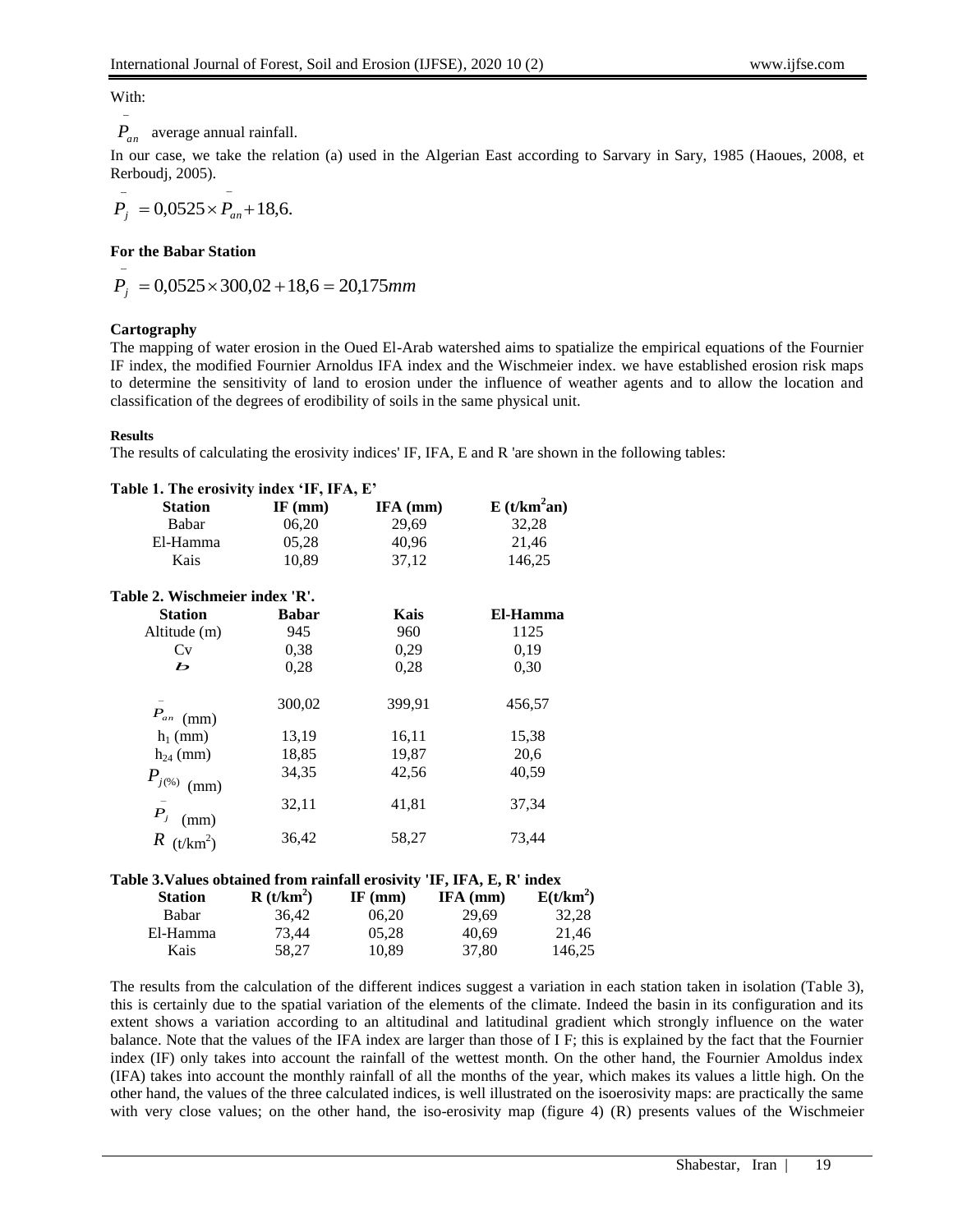With:

$\overline{P}_{an}$ average annual rainfall.

In our case, we take the relation (a) used in the Algerian East according to Sarvary in Sary, 1985 (Haoues, 2008, et Rerboudj, 2005).

$$\overline{P}_j = 0{,}0525 \times \overline{P}_{an} + 18{,}6.$$

**For the Babar Station**

$$\overline{P}_j = 0{,}0525 \times 300{,}02 + 18{,}6 = 20{,}175mm$$

**Cartography**

The mapping of water erosion in the Oued El-Arab watershed aims to spatialize the empirical equations of the Fournier IF index, the modified Fournier Arnoldus IFA index and the Wischmeier index. we have established erosion risk maps to determine the sensitivity of land to erosion under the influence of weather agents and to allow the location and classification of the degrees of erodibility of soils in the same physical unit.

**Results**

The results of calculating the erosivity indices' IF, IFA, E and R 'are shown in the following tables:

**Table 1. The erosivity index 'IF, IFA, E'**

| Station | IF (mm) | IFA (mm) | E (t/km$^2$an) |
|---|---|---|---|
| Babar | 06,20 | 29,69 | 32,28 |
| El-Hamma | 05,28 | 40,96 | 21,46 |
| Kais | 10,89 | 37,12 | 146,25 |

**Table 2. Wischmeier index 'R'.**

| Station | Babar | Kais | El-Hamma |
|---|---|---|---|
| Altitude (m) | 945 | 960 | 1125 |
| Cv | 0,38 | 0,29 | 0,19 |
| $b$ | 0,28 | 0,28 | 0,30 |
| $\overline{P}_{an}$ (mm) | 300,02 | 399,91 | 456,57 |
| $h_1$ (mm) | 13,19 | 16,11 | 15,38 |
| $h_{24}$ (mm) | 18,85 | 19,87 | 20,6 |
| $P_{j(\%)}$ (mm) | 34,35 | 42,56 | 40,59 |
| $\overline{P}_j$ (mm) | 32,11 | 41,81 | 37,34 |
| $R$ (t/km$^2$) | 36,42 | 58,27 | 73,44 |

**Table 3.Values obtained from rainfall erosivity 'IF, IFA, E, R' index**

| Station | R (t/km$^2$) | IF (mm) | IFA (mm) | E(t/km$^2$) |
|---|---|---|---|---|
| Babar | 36,42 | 06,20 | 29,69 | 32,28 |
| El-Hamma | 73,44 | 05,28 | 40,69 | 21,46 |
| Kais | 58,27 | 10,89 | 37,80 | 146,25 |

The results from the calculation of the different indices suggest a variation in each station taken in isolation (Table 3), this is certainly due to the spatial variation of the elements of the climate. Indeed the basin in its configuration and its extent shows a variation according to an altitudinal and latitudinal gradient which strongly influence on the water balance. Note that the values of the IFA index are larger than those of I F; this is explained by the fact that the Fournier index (IF) only takes into account the rainfall of the wettest month. On the other hand, the Fournier Amoldus index (IFA) takes into account the monthly rainfall of all the months of the year, which makes its values a little high. On the other hand, the values of the three calculated indices, is well illustrated on the isoerosivity maps: are practically the same with very close values; on the other hand, the iso-erosivity map (figure 4) (R) presents values of the Wischmeier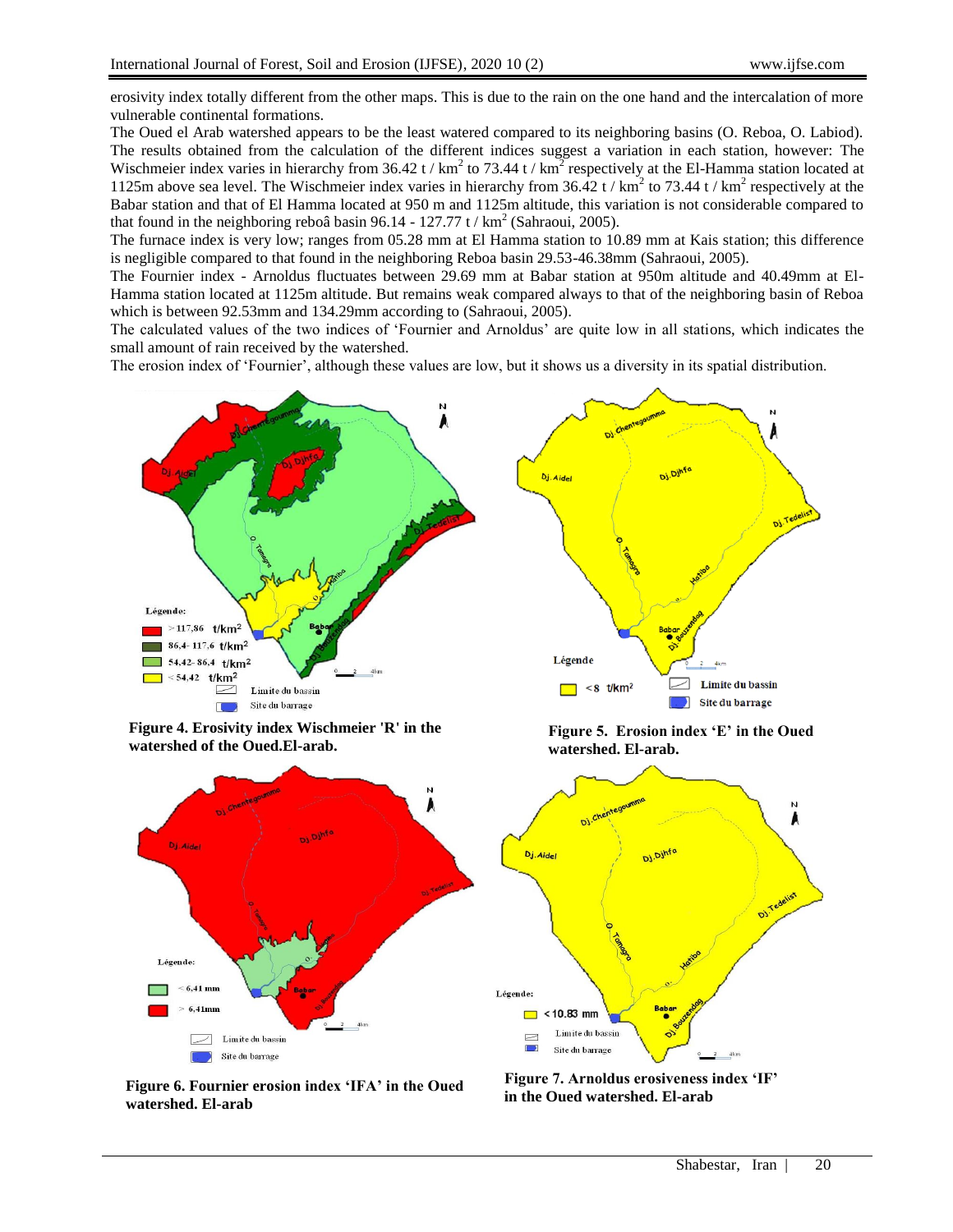erosivity index totally different from the other maps. This is due to the rain on the one hand and the intercalation of more vulnerable continental formations.

The Oued el Arab watershed appears to be the least watered compared to its neighboring basins (O. Reboa, O. Labiod). The results obtained from the calculation of the different indices suggest a variation in each station, however: The Wischmeier index varies in hierarchy from 36.42 t / km$^2$ to 73.44 t / km$^2$ respectively at the El-Hamma station located at 1125m above sea level. The Wischmeier index varies in hierarchy from 36.42 t / km$^2$ to 73.44 t / km$^2$ respectively at the Babar station and that of El Hamma located at 950 m and 1125m altitude, this variation is not considerable compared to that found in the neighboring reboâ basin 96.14 - 127.77 t / km$^2$ (Sahraoui, 2005).

The furnace index is very low; ranges from 05.28 mm at El Hamma station to 10.89 mm at Kais station; this difference is negligible compared to that found in the neighboring Reboa basin 29.53-46.38mm (Sahraoui, 2005).

The Fournier index - Arnoldus fluctuates between 29.69 mm at Babar station at 950m altitude and 40.49mm at El-Hamma station located at 1125m altitude. But remains weak compared always to that of the neighboring basin of Reboa which is between 92.53mm and 134.29mm according to (Sahraoui, 2005).

The calculated values of the two indices of 'Fournier and Arnoldus' are quite low in all stations, which indicates the small amount of rain received by the watershed.

The erosion index of 'Fournier', although these values are low, but it shows us a diversity in its spatial distribution.

**Figure 4. Erosivity index Wischmeier 'R' in the watershed of the Oued.El-arab.**

**Figure 5. Erosion index 'E' in the Oued watershed. El-arab.**

**Figure 6. Fournier erosion index 'IFA' in the Oued watershed. El-arab**

**Figure 7. Arnoldus erosiveness index 'IF' in the Oued watershed. El-arab**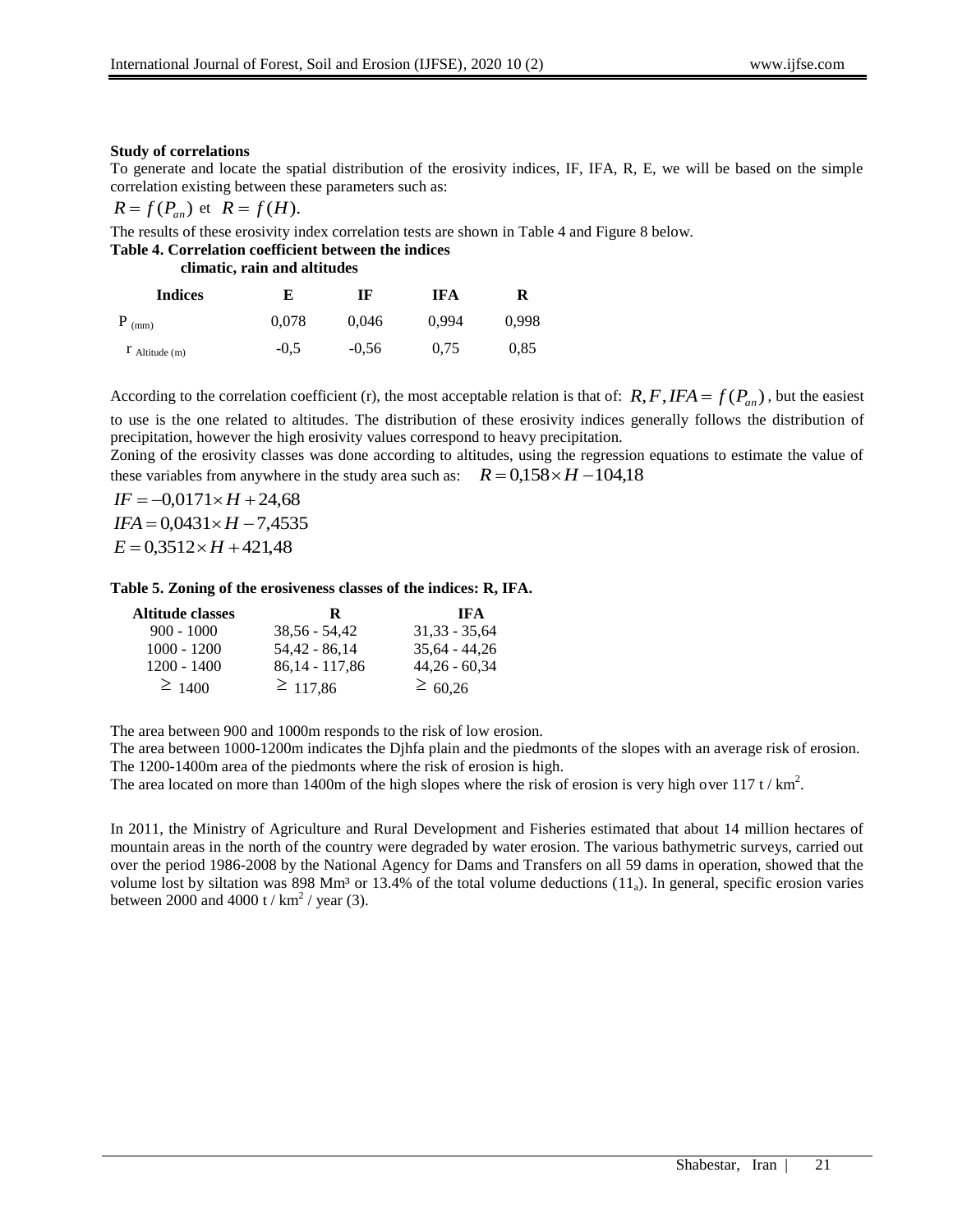**Study of correlations**

To generate and locate the spatial distribution of the erosivity indices, IF, IFA, R, E, we will be based on the simple correlation existing between these parameters such as:

$R = f(P_{an})$ et $R = f(H)$.

The results of these erosivity index correlation tests are shown in Table 4 and Figure 8 below.

**Table 4. Correlation coefficient between the indices climatic, rain and altitudes**

| Indices | E | IF | IFA | R |
|---|---|---|---|---|
| $P_{(mm)}$ | 0,078 | 0,046 | 0,994 | 0,998 |
| $r_{\text{Altitude (m)}}$ | -0,5 | -0,56 | 0,75 | 0,85 |

According to the correlation coefficient (r), the most acceptable relation is that of: $R, F, IFA = f(P_{an})$, but the easiest to use is the one related to altitudes. The distribution of these erosivity indices generally follows the distribution of precipitation, however the high erosivity values correspond to heavy precipitation.

Zoning of the erosivity classes was done according to altitudes, using the regression equations to estimate the value of these variables from anywhere in the study area such as: $R = 0{,}158 \times H - 104{,}18$

$$IF = -0{,}0171 \times H + 24{,}68$$

$$IFA = 0{,}0431 \times H - 7{,}4535$$

$$E = 0{,}3512 \times H + 421{,}48$$

**Table 5. Zoning of the erosiveness classes of the indices: R, IFA.**

| Altitude classes | R | IFA |
|---|---|---|
| 900 - 1000 | 38,56 - 54,42 | 31,33 - 35,64 |
| 1000 - 1200 | 54,42 - 86,14 | 35,64 - 44,26 |
| 1200 - 1400 | 86,14 - 117,86 | 44,26 - 60,34 |
| $\geq$ 1400 | $\geq$ 117,86 | $\geq$ 60,26 |

The area between 900 and 1000m responds to the risk of low erosion.

The area between 1000-1200m indicates the Djhfa plain and the piedmonts of the slopes with an average risk of erosion.

The 1200-1400m area of the piedmonts where the risk of erosion is high.

The area located on more than 1400m of the high slopes where the risk of erosion is very high over 117 t / km$^2$.

In 2011, the Ministry of Agriculture and Rural Development and Fisheries estimated that about 14 million hectares of mountain areas in the north of the country were degraded by water erosion. The various bathymetric surveys, carried out over the period 1986-2008 by the National Agency for Dams and Transfers on all 59 dams in operation, showed that the volume lost by siltation was 898 Mm³ or 13.4% of the total volume deductions ($11_a$). In general, specific erosion varies between 2000 and 4000 t / km$^2$ / year (3).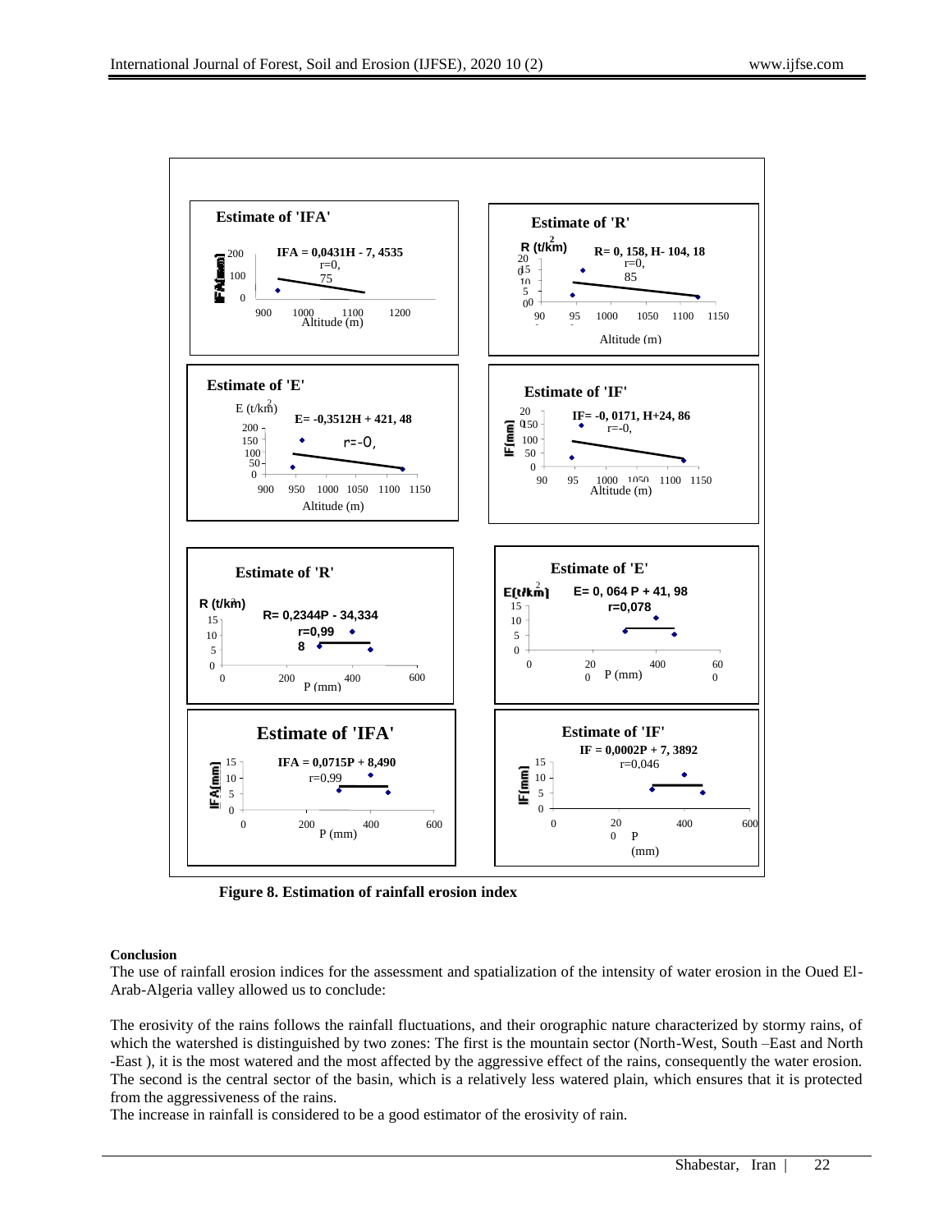**Figure 8. Estimation of rainfall erosion index**

**Conclusion**

The use of rainfall erosion indices for the assessment and spatialization of the intensity of water erosion in the Oued El-Arab-Algeria valley allowed us to conclude:

The erosivity of the rains follows the rainfall fluctuations, and their orographic nature characterized by stormy rains, of which the watershed is distinguished by two zones: The first is the mountain sector (North-West, South –East and North -East ), it is the most watered and the most affected by the aggressive effect of the rains, consequently the water erosion. The second is the central sector of the basin, which is a relatively less watered plain, which ensures that it is protected from the aggressiveness of the rains.

The increase in rainfall is considered to be a good estimator of the erosivity of rain.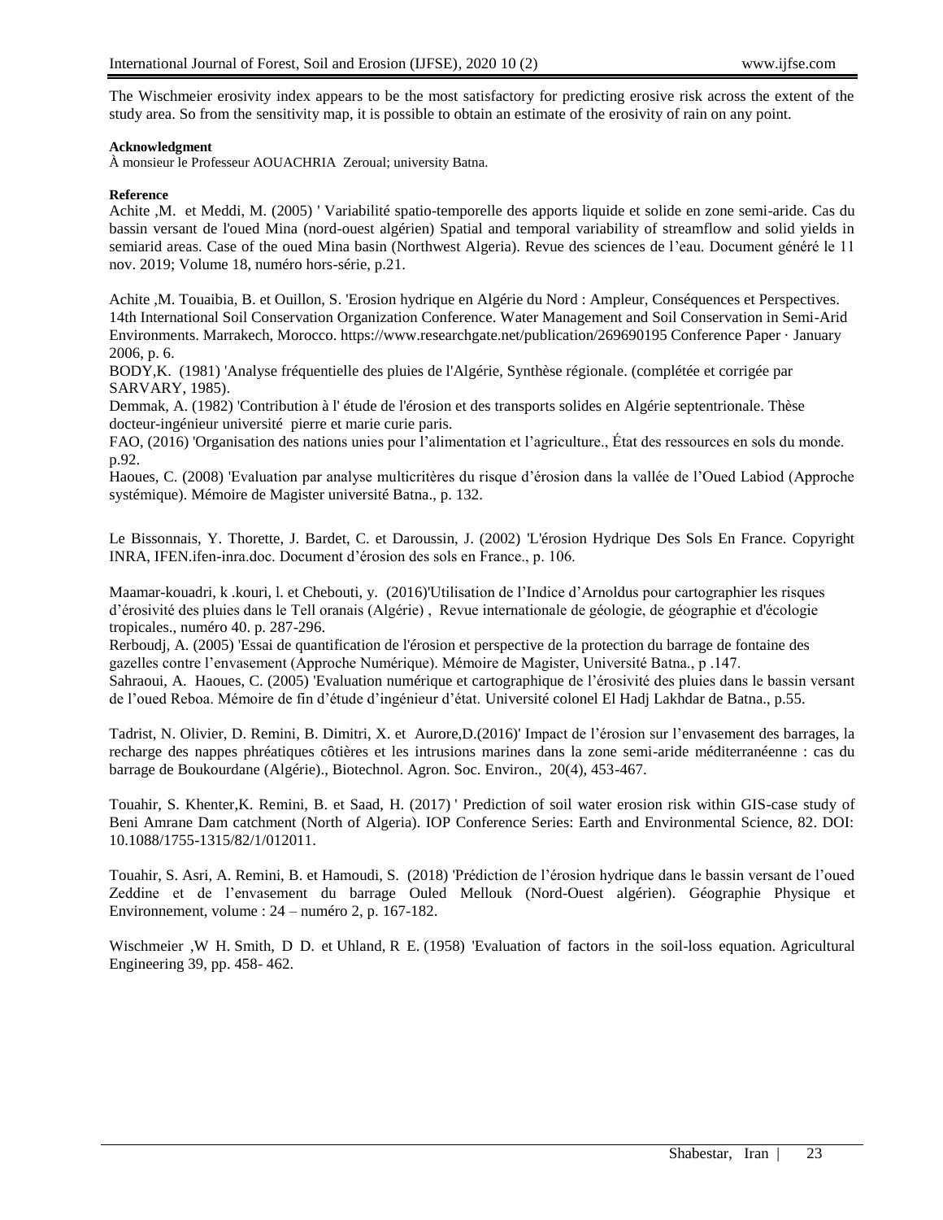The Wischmeier erosivity index appears to be the most satisfactory for predicting erosive risk across the extent of the study area. So from the sensitivity map, it is possible to obtain an estimate of the erosivity of rain on any point.

**Acknowledgment**

À monsieur le Professeur AOUACHRIA Zeroual; university Batna.

**Reference**

Achite ,M. et Meddi, M. (2005) ' Variabilité spatio-temporelle des apports liquide et solide en zone semi-aride. Cas du bassin versant de l'oued Mina (nord-ouest algérien) Spatial and temporal variability of streamflow and solid yields in semiarid areas. Case of the oued Mina basin (Northwest Algeria). Revue des sciences de l'eau. Document généré le 11 nov. 2019; Volume 18, numéro hors-série, p.21.

Achite ,M. Touaibia, B. et Ouillon, S. 'Erosion hydrique en Algérie du Nord : Ampleur, Conséquences et Perspectives. 14th International Soil Conservation Organization Conference. Water Management and Soil Conservation in Semi-Arid Environments. Marrakech, Morocco. https://www.researchgate.net/publication/269690195 Conference Paper · January 2006, p. 6.

BODY,K. (1981) 'Analyse fréquentielle des pluies de l'Algérie, Synthèse régionale. (complétée et corrigée par SARVARY, 1985).

Demmak, A. (1982) 'Contribution à l' étude de l'érosion et des transports solides en Algérie septentrionale. Thèse docteur-ingénieur université pierre et marie curie paris.

FAO, (2016) 'Organisation des nations unies pour l'alimentation et l'agriculture., État des ressources en sols du monde. p.92.

Haoues, C. (2008) 'Evaluation par analyse multicritères du risque d'érosion dans la vallée de l'Oued Labiod (Approche systémique). Mémoire de Magister université Batna., p. 132.

Le Bissonnais, Y. Thorette, J. Bardet, C. et Daroussin, J. (2002) 'L'érosion Hydrique Des Sols En France. Copyright INRA, IFEN.ifen-inra.doc. Document d'érosion des sols en France., p. 106.

Maamar-kouadri, k .kouri, l. et Chebouti, y. (2016)'Utilisation de l'Indice d'Arnoldus pour cartographier les risques d'érosivité des pluies dans le Tell oranais (Algérie) , Revue internationale de géologie, de géographie et d'écologie tropicales., numéro 40. p. 287-296.

Rerboudj, A. (2005) 'Essai de quantification de l'érosion et perspective de la protection du barrage de fontaine des gazelles contre l'envasement (Approche Numérique). Mémoire de Magister, Université Batna., p .147.

Sahraoui, A. Haoues, C. (2005) 'Evaluation numérique et cartographique de l'érosivité des pluies dans le bassin versant de l'oued Reboa. Mémoire de fin d'étude d'ingénieur d'état. Université colonel El Hadj Lakhdar de Batna., p.55.

Tadrist, N. Olivier, D. Remini, B. Dimitri, X. et Aurore,D.(2016)' Impact de l'érosion sur l'envasement des barrages, la recharge des nappes phréatiques côtières et les intrusions marines dans la zone semi-aride méditerranéenne : cas du barrage de Boukourdane (Algérie)., Biotechnol. Agron. Soc. Environ., 20(4), 453-467.

Touahir, S. Khenter,K. Remini, B. et Saad, H. (2017) ' Prediction of soil water erosion risk within GIS-case study of Beni Amrane Dam catchment (North of Algeria). IOP Conference Series: Earth and Environmental Science, 82. DOI: 10.1088/1755-1315/82/1/012011.

Touahir, S. Asri, A. Remini, B. et Hamoudi, S. (2018) 'Prédiction de l'érosion hydrique dans le bassin versant de l'oued Zeddine et de l'envasement du barrage Ouled Mellouk (Nord-Ouest algérien). Géographie Physique et Environnement, volume : 24 – numéro 2, p. 167-182.

Wischmeier ,W H. Smith, D D. et Uhland, R E. (1958) 'Evaluation of factors in the soil-loss equation. Agricultural Engineering 39, pp. 458- 462.